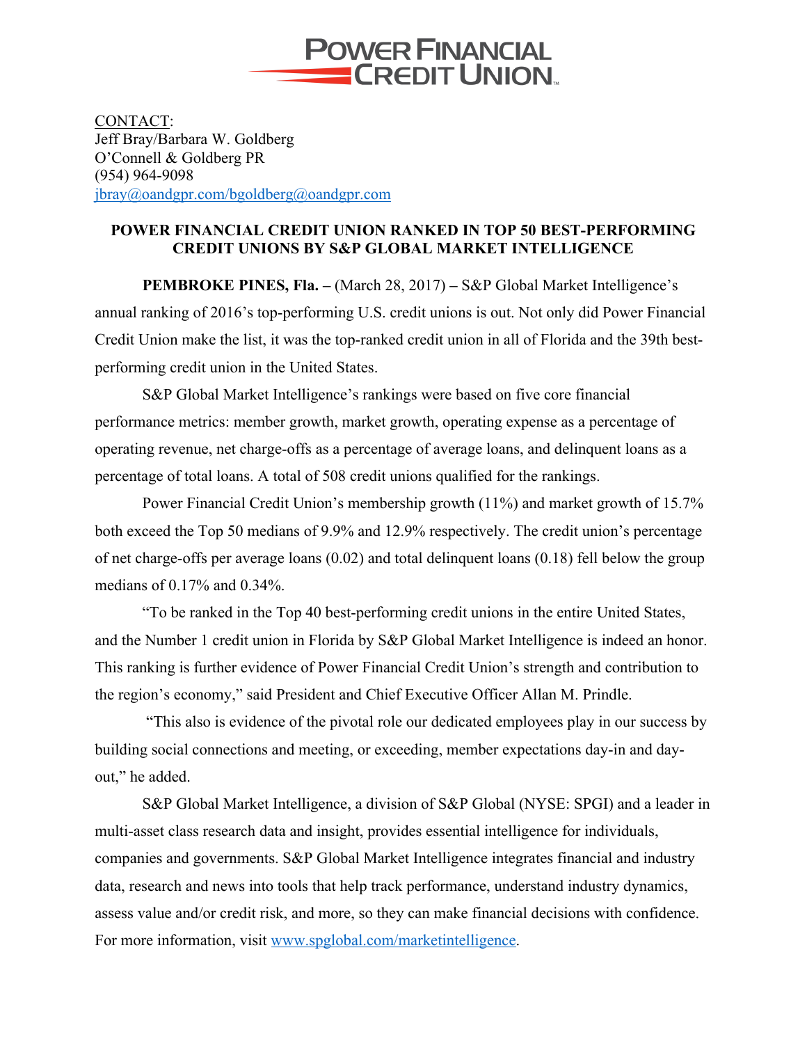POWER FINANCIAL CREDIT UNION

CONTACT:
Jeff Bray/Barbara W. Goldberg
O'Connell & Goldberg PR
(954) 964-9098
jbray@oandgpr.com/bgoldberg@oandgpr.com

**POWER FINANCIAL CREDIT UNION RANKED IN TOP 50 BEST-PERFORMING CREDIT UNIONS BY S&P GLOBAL MARKET INTELLIGENCE**

**PEMBROKE PINES, Fla. –** (March 28, 2017) **–** S&P Global Market Intelligence's annual ranking of 2016's top-performing U.S. credit unions is out. Not only did Power Financial Credit Union make the list, it was the top-ranked credit union in all of Florida and the 39th best-performing credit union in the United States.

S&P Global Market Intelligence's rankings were based on five core financial performance metrics: member growth, market growth, operating expense as a percentage of operating revenue, net charge-offs as a percentage of average loans, and delinquent loans as a percentage of total loans. A total of 508 credit unions qualified for the rankings.

Power Financial Credit Union's membership growth (11%) and market growth of 15.7% both exceed the Top 50 medians of 9.9% and 12.9% respectively. The credit union's percentage of net charge-offs per average loans (0.02) and total delinquent loans (0.18) fell below the group medians of 0.17% and 0.34%.

"To be ranked in the Top 40 best-performing credit unions in the entire United States, and the Number 1 credit union in Florida by S&P Global Market Intelligence is indeed an honor. This ranking is further evidence of Power Financial Credit Union's strength and contribution to the region's economy," said President and Chief Executive Officer Allan M. Prindle.

"This also is evidence of the pivotal role our dedicated employees play in our success by building social connections and meeting, or exceeding, member expectations day-in and day-out," he added.

S&P Global Market Intelligence, a division of S&P Global (NYSE: SPGI) and a leader in multi-asset class research data and insight, provides essential intelligence for individuals, companies and governments. S&P Global Market Intelligence integrates financial and industry data, research and news into tools that help track performance, understand industry dynamics, assess value and/or credit risk, and more, so they can make financial decisions with confidence. For more information, visit www.spglobal.com/marketintelligence.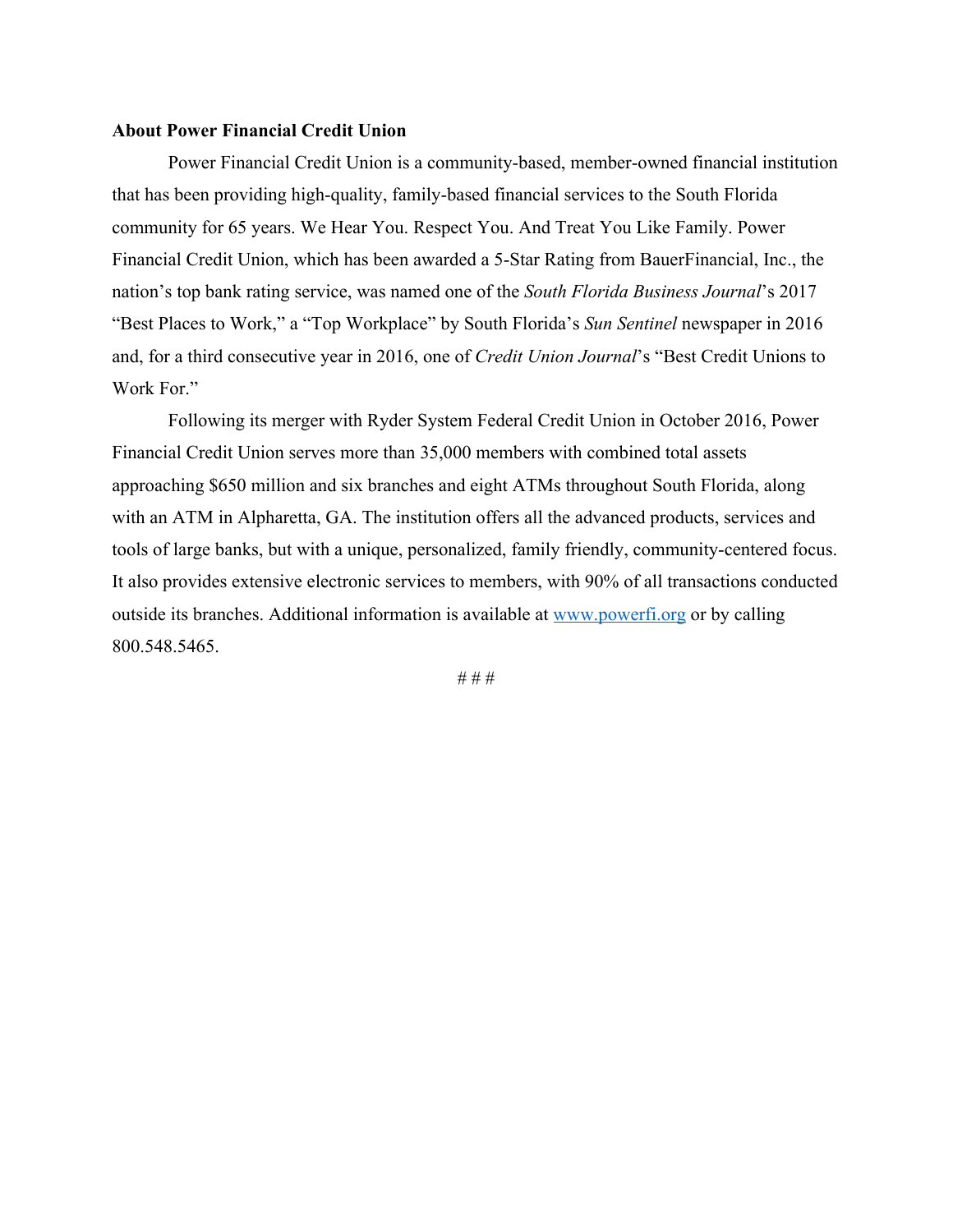**About Power Financial Credit Union**

Power Financial Credit Union is a community-based, member-owned financial institution that has been providing high-quality, family-based financial services to the South Florida community for 65 years. We Hear You. Respect You. And Treat You Like Family. Power Financial Credit Union, which has been awarded a 5-Star Rating from BauerFinancial, Inc., the nation's top bank rating service, was named one of the *South Florida Business Journal*'s 2017 "Best Places to Work," a "Top Workplace" by South Florida's *Sun Sentinel* newspaper in 2016 and, for a third consecutive year in 2016, one of *Credit Union Journal*'s "Best Credit Unions to Work For."

Following its merger with Ryder System Federal Credit Union in October 2016, Power Financial Credit Union serves more than 35,000 members with combined total assets approaching $650 million and six branches and eight ATMs throughout South Florida, along with an ATM in Alpharetta, GA. The institution offers all the advanced products, services and tools of large banks, but with a unique, personalized, family friendly, community-centered focus. It also provides extensive electronic services to members, with 90% of all transactions conducted outside its branches. Additional information is available at [www.powerfi.org](http://www.powerfi.org) or by calling 800.548.5465.

# # #